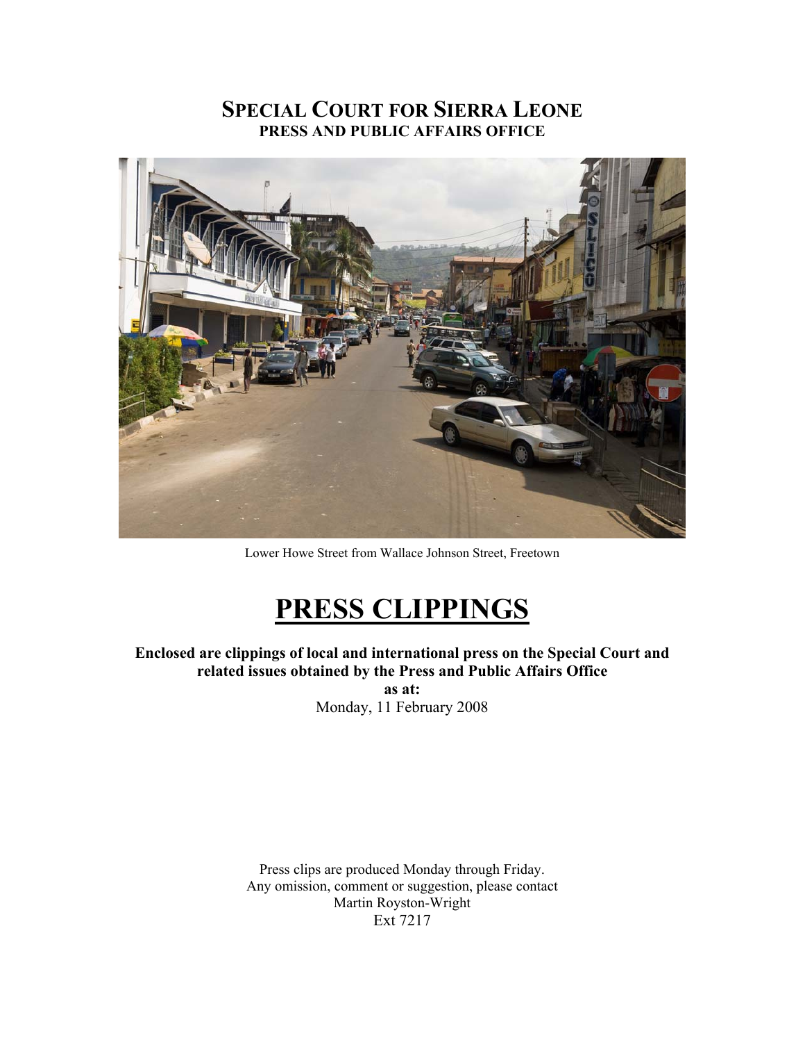# SPECIAL COURT FOR SIERRA LEONE

## PRESS AND PUBLIC AFFAIRS OFFICE

Lower Howe Street from Wallace Johnson Street, Freetown

# PRESS CLIPPINGS

**Enclosed are clippings of local and international press on the Special Court and related issues obtained by the Press and Public Affairs Office**

**as at:**

Monday, 11 February 2008

Press clips are produced Monday through Friday.
Any omission, comment or suggestion, please contact
Martin Royston-Wright
Ext 7217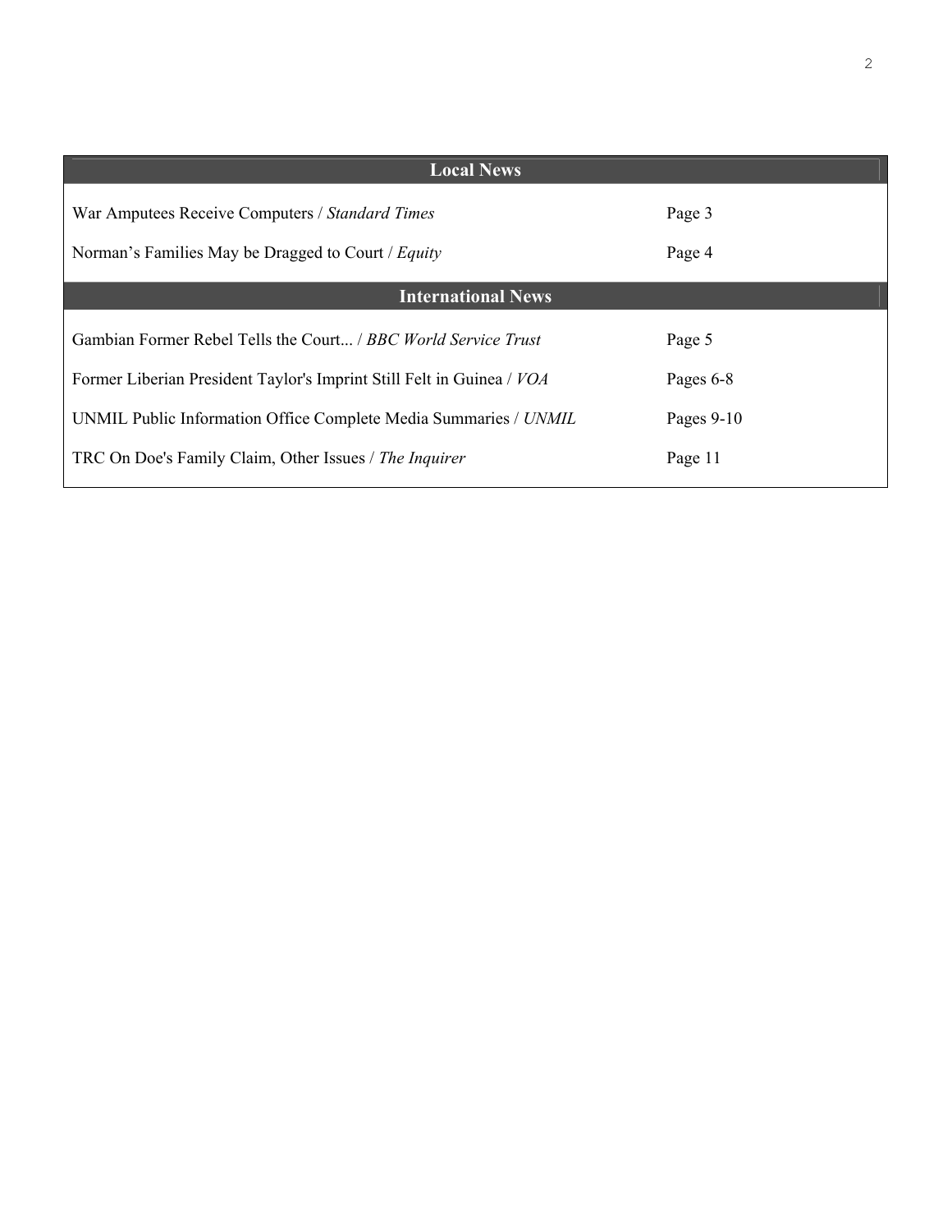## Local News

| | |
|---|---|
| War Amputees Receive Computers / *Standard Times* | Page 3 |
| Norman's Families May be Dragged to Court / *Equity* | Page 4 |

## International News

| | |
|---|---|
| Gambian Former Rebel Tells the Court... / *BBC World Service Trust* | Page 5 |
| Former Liberian President Taylor's Imprint Still Felt in Guinea / *VOA* | Pages 6-8 |
| UNMIL Public Information Office Complete Media Summaries / *UNMIL* | Pages 9-10 |
| TRC On Doe's Family Claim, Other Issues / *The Inquirer* | Page 11 |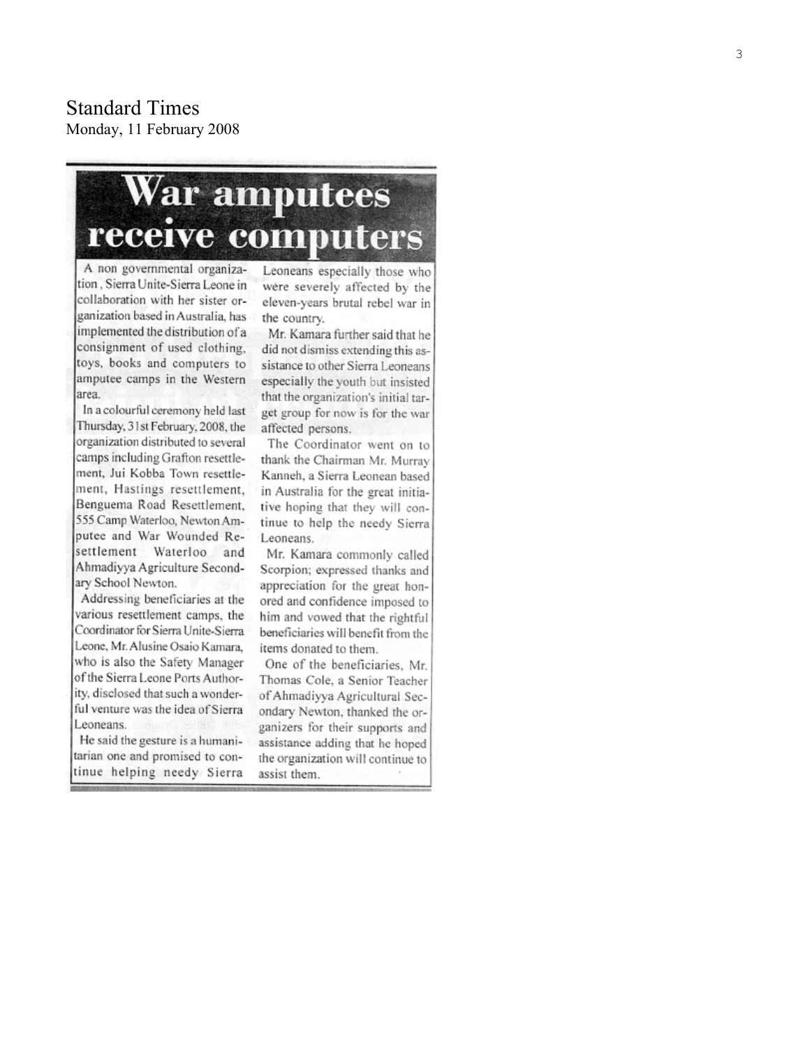Standard Times
Monday, 11 February 2008

# War amputees receive computers

A non governmental organization , Sierra Unite-Sierra Leone in collaboration with her sister organization based in Australia, has implemented the distribution of a consignment of used clothing, toys, books and computers to amputee camps in the Western area.

In a colourful ceremony held last Thursday, 31st February, 2008, the organization distributed to several camps including Grafton resettlement, Jui Kobba Town resettlement, Hastings resettlement, Benguema Road Resettlement, 555 Camp Waterloo, Newton Amputee and War Wounded Resettlement Waterloo and Ahmadiyya Agriculture Secondary School Newton.

Addressing beneficiaries at the various resettlement camps, the Coordinator for Sierra Unite-Sierra Leone, Mr. Alusine Osaio Kamara, who is also the Safety Manager of the Sierra Leone Ports Authority, disclosed that such a wonderful venture was the idea of Sierra Leoneans.

He said the gesture is a humanitarian one and promised to continue helping needy Sierra Leoneans especially those who were severely affected by the eleven-years brutal rebel war in the country.

Mr. Kamara further said that he did not dismiss extending this assistance to other Sierra Leoneans especially the youth but insisted that the organization's initial target group for now is for the war affected persons.

The Coordinator went on to thank the Chairman Mr. Murray Kanneh, a Sierra Leonean based in Australia for the great initiative hoping that they will continue to help the needy Sierra Leoneans.

Mr. Kamara commonly called Scorpion; expressed thanks and appreciation for the great honored and confidence imposed to him and vowed that the rightful beneficiaries will benefit from the items donated to them.

One of the beneficiaries, Mr. Thomas Cole, a Senior Teacher of Ahmadiyya Agricultural Secondary Newton, thanked the organizers for their supports and assistance adding that he hoped the organization will continue to assist them.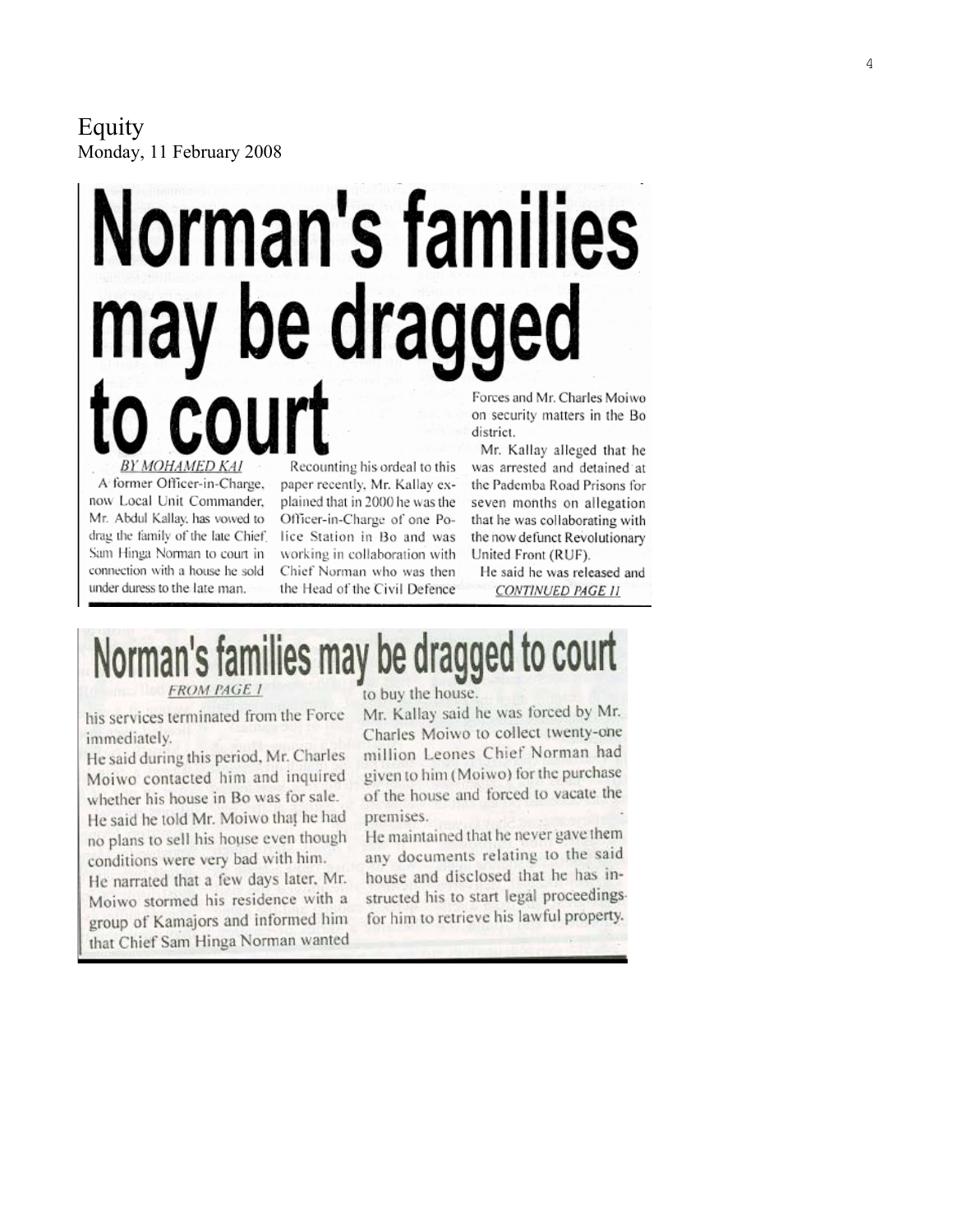Equity
Monday, 11 February 2008

# Norman's families may be dragged to court

BY MOHAMED KAI

A former Officer-in-Charge, now Local Unit Commander, Mr. Abdul Kallay, has vowed to drag the family of the late Chief Sam Hinga Norman to court in connection with a house he sold under duress to the late man.

Recounting his ordeal to this paper recently, Mr. Kallay explained that in 2000 he was the Officer-in-Charge of one Police Station in Bo and was working in collaboration with Chief Norman who was then the Head of the Civil Defence Forces and Mr. Charles Moiwo on security matters in the Bo district.

Mr. Kallay alleged that he was arrested and detained at the Pademba Road Prisons for seven months on allegation that he was collaborating with the now defunct Revolutionary United Front (RUF).

He said he was released and

CONTINUED PAGE 11

# Norman's families may be dragged to court

FROM PAGE 1

his services terminated from the Force immediately.

He said during this period, Mr. Charles Moiwo contacted him and inquired whether his house in Bo was for sale.

He said he told Mr. Moiwo that he had no plans to sell his house even though conditions were very bad with him.

He narrated that a few days later, Mr. Moiwo stormed his residence with a group of Kamajors and informed him that Chief Sam Hinga Norman wanted to buy the house.

Mr. Kallay said he was forced by Mr. Charles Moiwo to collect twenty-one million Leones Chief Norman had given to him (Moiwo) for the purchase of the house and forced to vacate the premises.

He maintained that he never gave them any documents relating to the said house and disclosed that he has instructed his to start legal proceedings for him to retrieve his lawful property.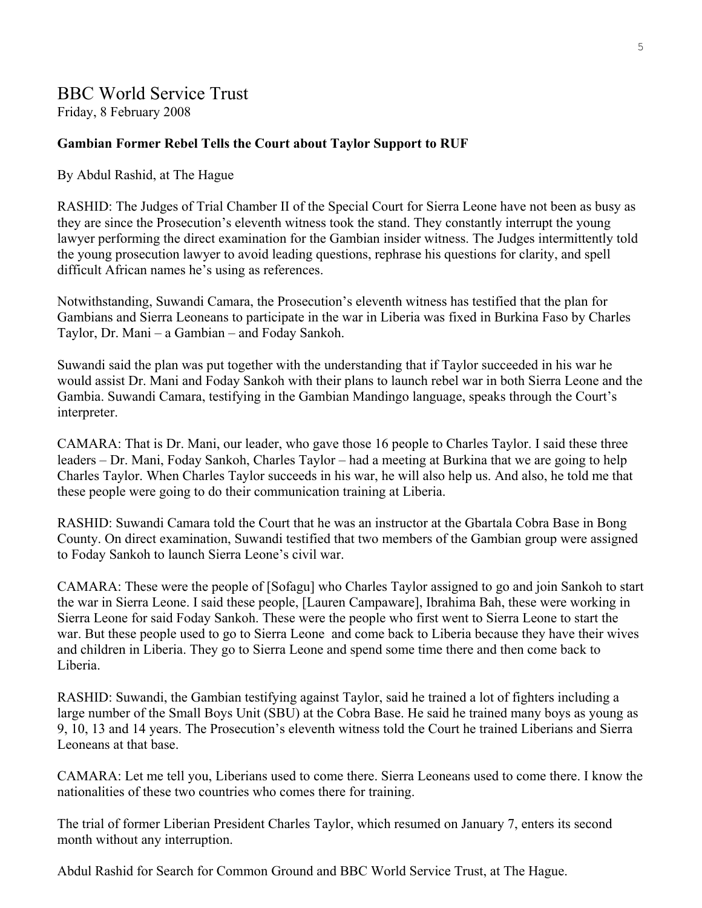## BBC World Service Trust

Friday, 8 February 2008

**Gambian Former Rebel Tells the Court about Taylor Support to RUF**

By Abdul Rashid, at The Hague

RASHID: The Judges of Trial Chamber II of the Special Court for Sierra Leone have not been as busy as they are since the Prosecution's eleventh witness took the stand. They constantly interrupt the young lawyer performing the direct examination for the Gambian insider witness. The Judges intermittently told the young prosecution lawyer to avoid leading questions, rephrase his questions for clarity, and spell difficult African names he's using as references.

Notwithstanding, Suwandi Camara, the Prosecution's eleventh witness has testified that the plan for Gambians and Sierra Leoneans to participate in the war in Liberia was fixed in Burkina Faso by Charles Taylor, Dr. Mani – a Gambian – and Foday Sankoh.

Suwandi said the plan was put together with the understanding that if Taylor succeeded in his war he would assist Dr. Mani and Foday Sankoh with their plans to launch rebel war in both Sierra Leone and the Gambia. Suwandi Camara, testifying in the Gambian Mandingo language, speaks through the Court's interpreter.

CAMARA: That is Dr. Mani, our leader, who gave those 16 people to Charles Taylor. I said these three leaders – Dr. Mani, Foday Sankoh, Charles Taylor – had a meeting at Burkina that we are going to help Charles Taylor. When Charles Taylor succeeds in his war, he will also help us. And also, he told me that these people were going to do their communication training at Liberia.

RASHID: Suwandi Camara told the Court that he was an instructor at the Gbartala Cobra Base in Bong County. On direct examination, Suwandi testified that two members of the Gambian group were assigned to Foday Sankoh to launch Sierra Leone's civil war.

CAMARA: These were the people of [Sofagu] who Charles Taylor assigned to go and join Sankoh to start the war in Sierra Leone. I said these people, [Lauren Campaware], Ibrahima Bah, these were working in Sierra Leone for said Foday Sankoh. These were the people who first went to Sierra Leone to start the war. But these people used to go to Sierra Leone and come back to Liberia because they have their wives and children in Liberia. They go to Sierra Leone and spend some time there and then come back to Liberia.

RASHID: Suwandi, the Gambian testifying against Taylor, said he trained a lot of fighters including a large number of the Small Boys Unit (SBU) at the Cobra Base. He said he trained many boys as young as 9, 10, 13 and 14 years. The Prosecution's eleventh witness told the Court he trained Liberians and Sierra Leoneans at that base.

CAMARA: Let me tell you, Liberians used to come there. Sierra Leoneans used to come there. I know the nationalities of these two countries who comes there for training.

The trial of former Liberian President Charles Taylor, which resumed on January 7, enters its second month without any interruption.

Abdul Rashid for Search for Common Ground and BBC World Service Trust, at The Hague.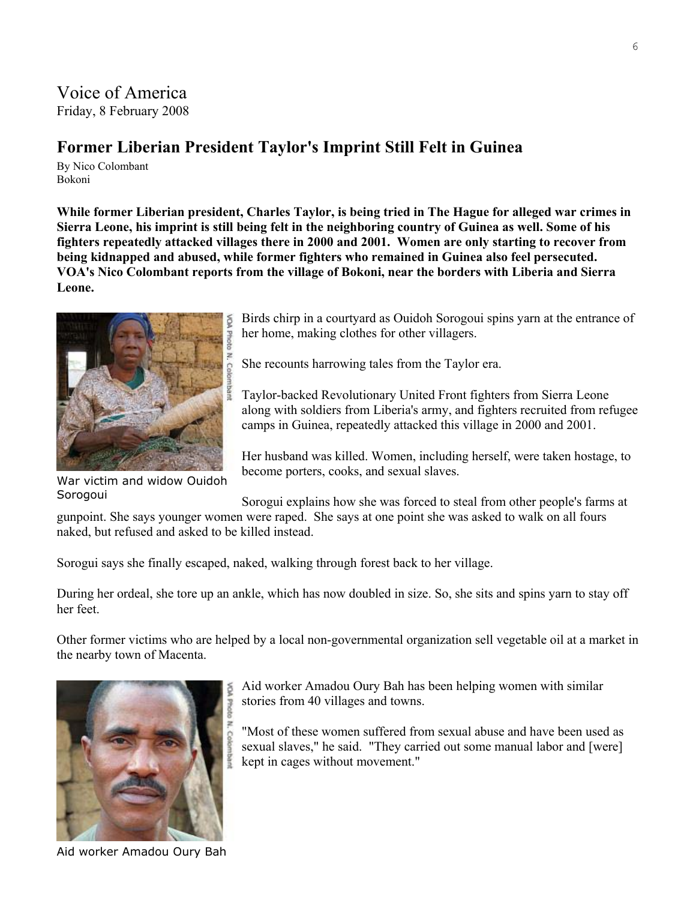# Voice of America

Friday, 8 February 2008

## Former Liberian President Taylor's Imprint Still Felt in Guinea

By Nico Colombant
Bokoni

**While former Liberian president, Charles Taylor, is being tried in The Hague for alleged war crimes in Sierra Leone, his imprint is still being felt in the neighboring country of Guinea as well. Some of his fighters repeatedly attacked villages there in 2000 and 2001. Women are only starting to recover from being kidnapped and abused, while former fighters who remained in Guinea also feel persecuted. VOA's Nico Colombant reports from the village of Bokoni, near the borders with Liberia and Sierra Leone.**

War victim and widow Ouidoh Sorogoui

Birds chirp in a courtyard as Ouidoh Sorogoui spins yarn at the entrance of her home, making clothes for other villagers.

She recounts harrowing tales from the Taylor era.

Taylor-backed Revolutionary United Front fighters from Sierra Leone along with soldiers from Liberia's army, and fighters recruited from refugee camps in Guinea, repeatedly attacked this village in 2000 and 2001.

Her husband was killed. Women, including herself, were taken hostage, to become porters, cooks, and sexual slaves.

Sorogui explains how she was forced to steal from other people's farms at gunpoint. She says younger women were raped. She says at one point she was asked to walk on all fours naked, but refused and asked to be killed instead.

Sorogui says she finally escaped, naked, walking through forest back to her village.

During her ordeal, she tore up an ankle, which has now doubled in size. So, she sits and spins yarn to stay off her feet.

Other former victims who are helped by a local non-governmental organization sell vegetable oil at a market in the nearby town of Macenta.

Aid worker Amadou Oury Bah

Aid worker Amadou Oury Bah has been helping women with similar stories from 40 villages and towns.

"Most of these women suffered from sexual abuse and have been used as sexual slaves," he said. "They carried out some manual labor and [were] kept in cages without movement."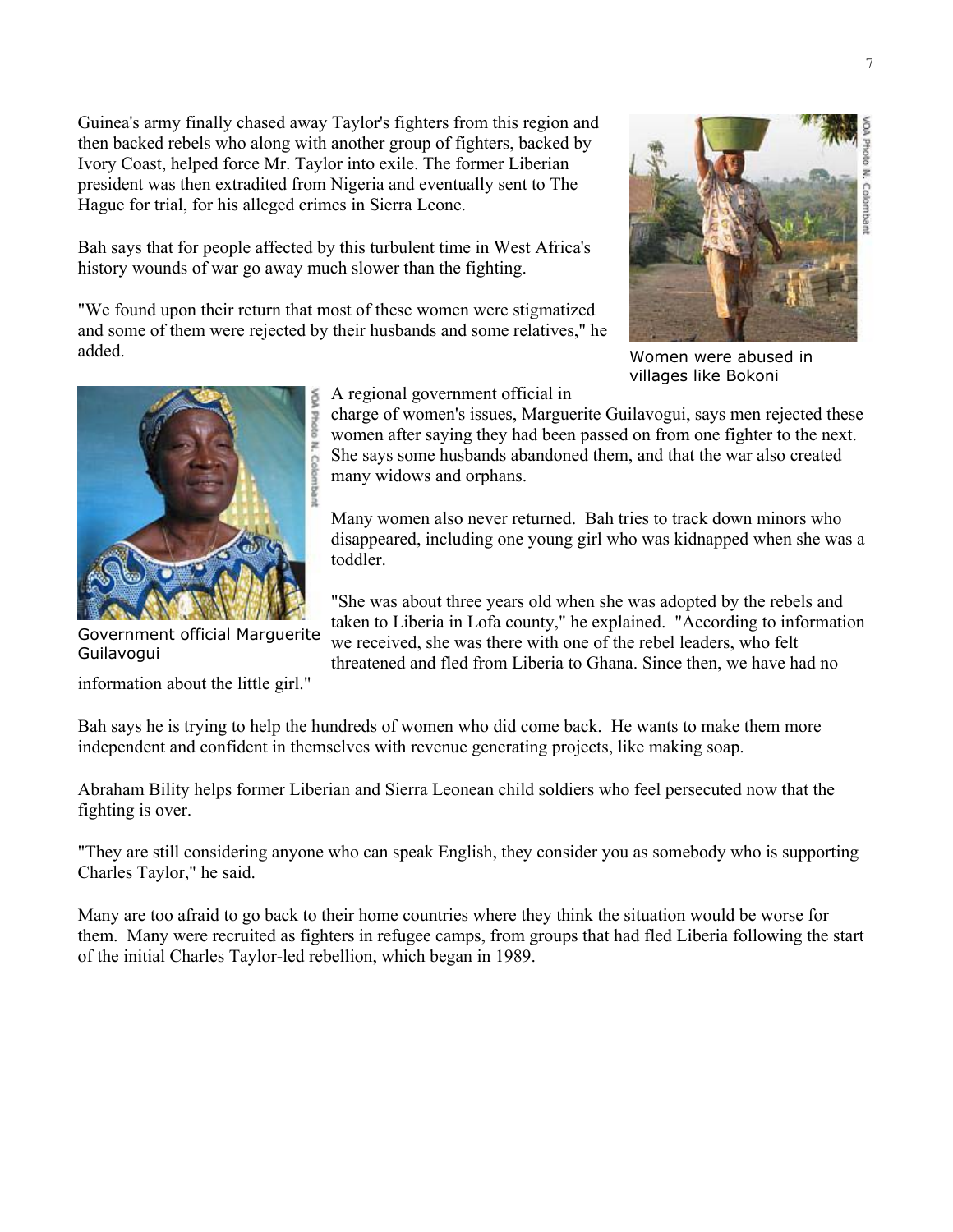Guinea's army finally chased away Taylor's fighters from this region and then backed rebels who along with another group of fighters, backed by Ivory Coast, helped force Mr. Taylor into exile. The former Liberian president was then extradited from Nigeria and eventually sent to The Hague for trial, for his alleged crimes in Sierra Leone.

Bah says that for people affected by this turbulent time in West Africa's history wounds of war go away much slower than the fighting.

"We found upon their return that most of these women were stigmatized and some of them were rejected by their husbands and some relatives," he added.

Women were abused in villages like Bokoni

A regional government official in charge of women's issues, Marguerite Guilavogui, says men rejected these women after saying they had been passed on from one fighter to the next. She says some husbands abandoned them, and that the war also created many widows and orphans.

Government official Marguerite Guilavogui

Many women also never returned. Bah tries to track down minors who disappeared, including one young girl who was kidnapped when she was a toddler.

"She was about three years old when she was adopted by the rebels and taken to Liberia in Lofa county," he explained. "According to information we received, she was there with one of the rebel leaders, who felt threatened and fled from Liberia to Ghana. Since then, we have had no information about the little girl."

Bah says he is trying to help the hundreds of women who did come back. He wants to make them more independent and confident in themselves with revenue generating projects, like making soap.

Abraham Bility helps former Liberian and Sierra Leonean child soldiers who feel persecuted now that the fighting is over.

"They are still considering anyone who can speak English, they consider you as somebody who is supporting Charles Taylor," he said.

Many are too afraid to go back to their home countries where they think the situation would be worse for them. Many were recruited as fighters in refugee camps, from groups that had fled Liberia following the start of the initial Charles Taylor-led rebellion, which began in 1989.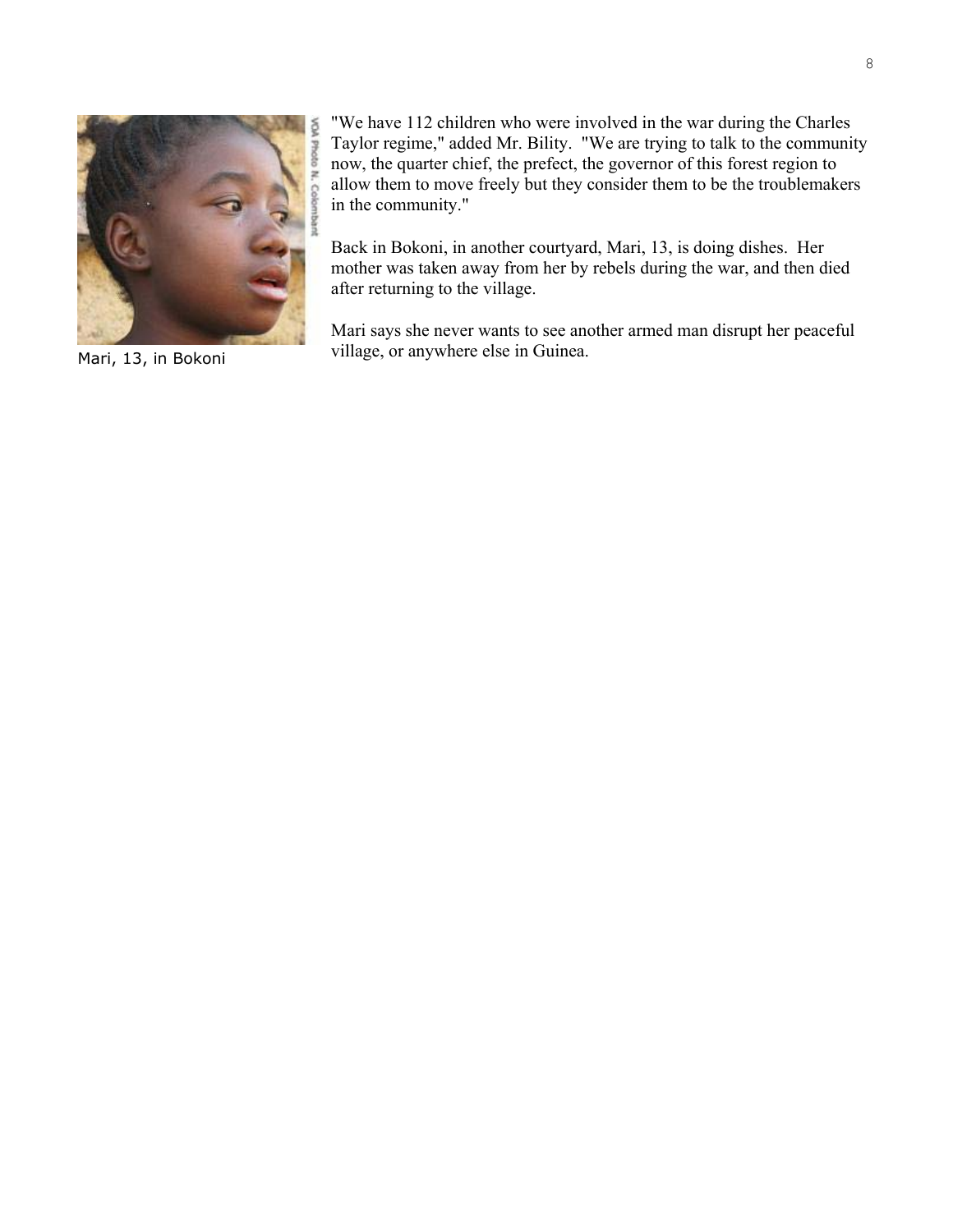"We have 112 children who were involved in the war during the Charles Taylor regime," added Mr. Bility. "We are trying to talk to the community now, the quarter chief, the prefect, the governor of this forest region to allow them to move freely but they consider them to be the troublemakers in the community."

Mari, 13, in Bokoni

Back in Bokoni, in another courtyard, Mari, 13, is doing dishes. Her mother was taken away from her by rebels during the war, and then died after returning to the village.

Mari says she never wants to see another armed man disrupt her peaceful village, or anywhere else in Guinea.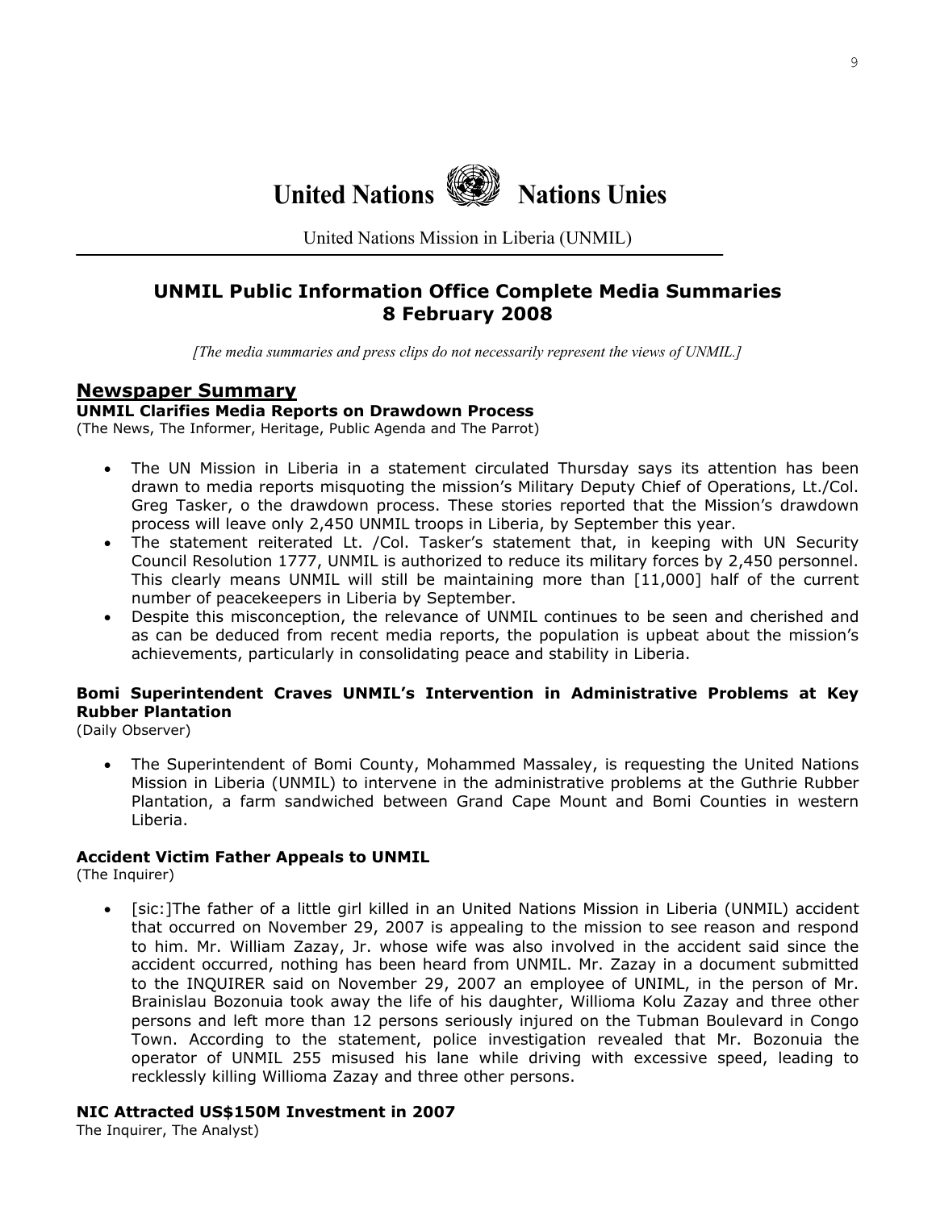**United Nations** **Nations Unies**

United Nations Mission in Liberia (UNMIL)

## UNMIL Public Information Office Complete Media Summaries
## 8 February 2008

*[The media summaries and press clips do not necessarily represent the views of UNMIL.]*

## Newspaper Summary

**UNMIL Clarifies Media Reports on Drawdown Process**
(The News, The Informer, Heritage, Public Agenda and The Parrot)

- The UN Mission in Liberia in a statement circulated Thursday says its attention has been drawn to media reports misquoting the mission's Military Deputy Chief of Operations, Lt./Col. Greg Tasker, o the drawdown process. These stories reported that the Mission's drawdown process will leave only 2,450 UNMIL troops in Liberia, by September this year.
- The statement reiterated Lt. /Col. Tasker's statement that, in keeping with UN Security Council Resolution 1777, UNMIL is authorized to reduce its military forces by 2,450 personnel. This clearly means UNMIL will still be maintaining more than [11,000] half of the current number of peacekeepers in Liberia by September.
- Despite this misconception, the relevance of UNMIL continues to be seen and cherished and as can be deduced from recent media reports, the population is upbeat about the mission's achievements, particularly in consolidating peace and stability in Liberia.

**Bomi Superintendent Craves UNMIL's Intervention in Administrative Problems at Key Rubber Plantation**
(Daily Observer)

- The Superintendent of Bomi County, Mohammed Massaley, is requesting the United Nations Mission in Liberia (UNMIL) to intervene in the administrative problems at the Guthrie Rubber Plantation, a farm sandwiched between Grand Cape Mount and Bomi Counties in western Liberia.

**Accident Victim Father Appeals to UNMIL**
(The Inquirer)

- [sic:]The father of a little girl killed in an United Nations Mission in Liberia (UNMIL) accident that occurred on November 29, 2007 is appealing to the mission to see reason and respond to him. Mr. William Zazay, Jr. whose wife was also involved in the accident said since the accident occurred, nothing has been heard from UNMIL. Mr. Zazay in a document submitted to the INQUIRER said on November 29, 2007 an employee of UNIML, in the person of Mr. Brainislau Bozonuia took away the life of his daughter, Willioma Kolu Zazay and three other persons and left more than 12 persons seriously injured on the Tubman Boulevard in Congo Town. According to the statement, police investigation revealed that Mr. Bozonuia the operator of UNMIL 255 misused his lane while driving with excessive speed, leading to recklessly killing Willioma Zazay and three other persons.

**NIC Attracted US$150M Investment in 2007**
The Inquirer, The Analyst)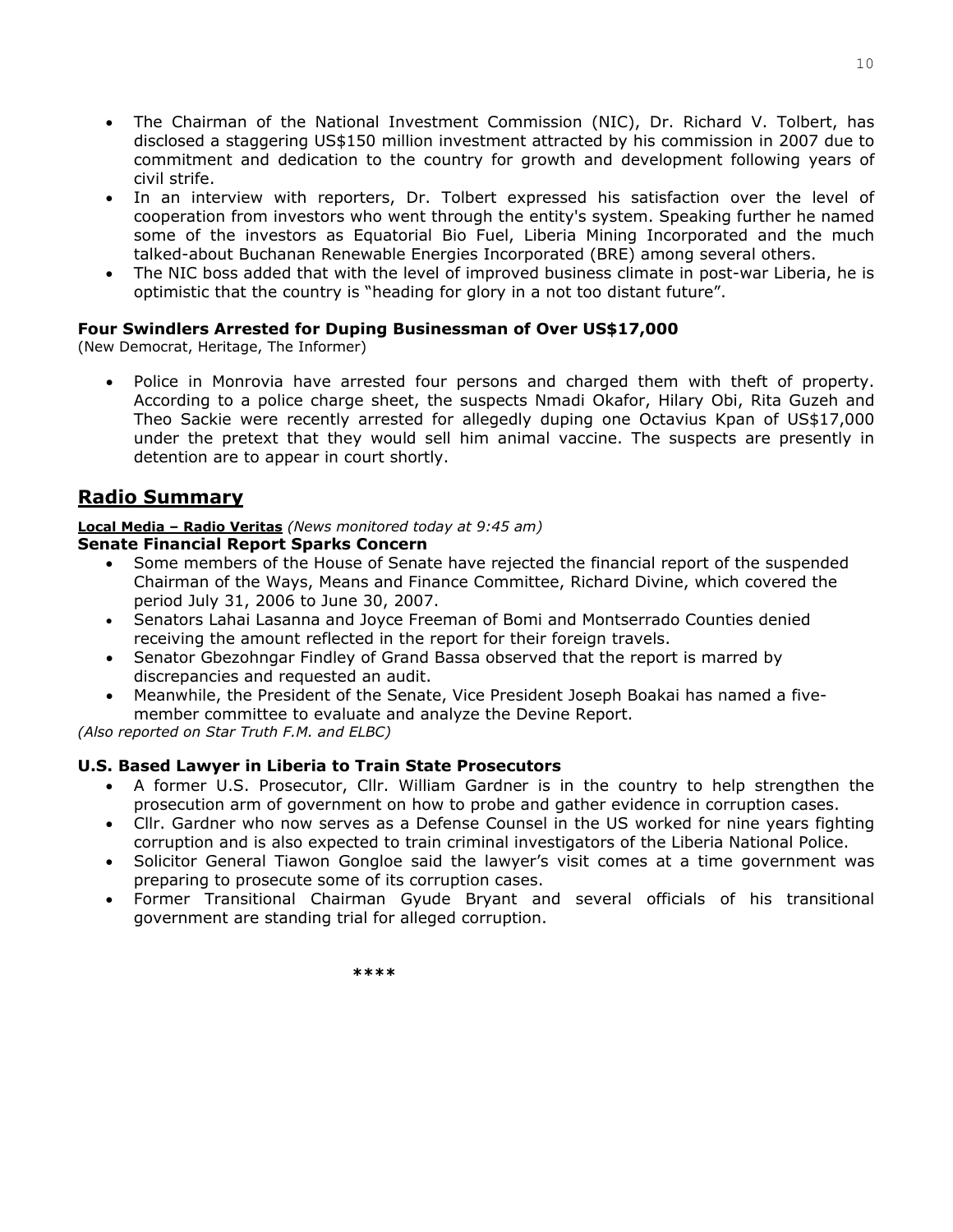- The Chairman of the National Investment Commission (NIC), Dr. Richard V. Tolbert, has disclosed a staggering US$150 million investment attracted by his commission in 2007 due to commitment and dedication to the country for growth and development following years of civil strife.
- In an interview with reporters, Dr. Tolbert expressed his satisfaction over the level of cooperation from investors who went through the entity's system. Speaking further he named some of the investors as Equatorial Bio Fuel, Liberia Mining Incorporated and the much talked-about Buchanan Renewable Energies Incorporated (BRE) among several others.
- The NIC boss added that with the level of improved business climate in post-war Liberia, he is optimistic that the country is "heading for glory in a not too distant future".

**Four Swindlers Arrested for Duping Businessman of Over US$17,000**
(New Democrat, Heritage, The Informer)

- Police in Monrovia have arrested four persons and charged them with theft of property. According to a police charge sheet, the suspects Nmadi Okafor, Hilary Obi, Rita Guzeh and Theo Sackie were recently arrested for allegedly duping one Octavius Kpan of US$17,000 under the pretext that they would sell him animal vaccine. The suspects are presently in detention are to appear in court shortly.

## Radio Summary

**Local Media – Radio Veritas** *(News monitored today at 9:45 am)*
**Senate Financial Report Sparks Concern**

- Some members of the House of Senate have rejected the financial report of the suspended Chairman of the Ways, Means and Finance Committee, Richard Divine, which covered the period July 31, 2006 to June 30, 2007.
- Senators Lahai Lasanna and Joyce Freeman of Bomi and Montserrado Counties denied receiving the amount reflected in the report for their foreign travels.
- Senator Gbezohngar Findley of Grand Bassa observed that the report is marred by discrepancies and requested an audit.
- Meanwhile, the President of the Senate, Vice President Joseph Boakai has named a five-member committee to evaluate and analyze the Devine Report.

*(Also reported on Star Truth F.M. and ELBC)*

**U.S. Based Lawyer in Liberia to Train State Prosecutors**

- A former U.S. Prosecutor, Cllr. William Gardner is in the country to help strengthen the prosecution arm of government on how to probe and gather evidence in corruption cases.
- Cllr. Gardner who now serves as a Defense Counsel in the US worked for nine years fighting corruption and is also expected to train criminal investigators of the Liberia National Police.
- Solicitor General Tiawon Gongloe said the lawyer's visit comes at a time government was preparing to prosecute some of its corruption cases.
- Former Transitional Chairman Gyude Bryant and several officials of his transitional government are standing trial for alleged corruption.

****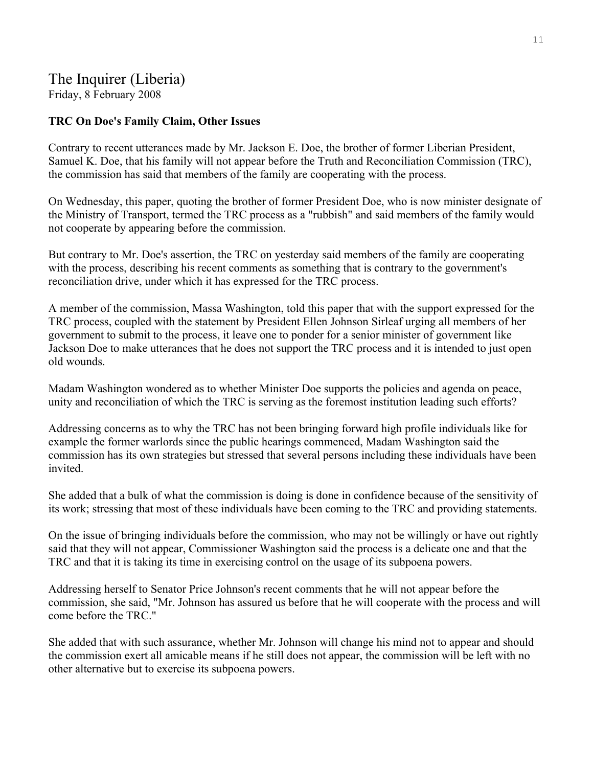# The Inquirer (Liberia)

Friday, 8 February 2008

**TRC On Doe's Family Claim, Other Issues**

Contrary to recent utterances made by Mr. Jackson E. Doe, the brother of former Liberian President, Samuel K. Doe, that his family will not appear before the Truth and Reconciliation Commission (TRC), the commission has said that members of the family are cooperating with the process.

On Wednesday, this paper, quoting the brother of former President Doe, who is now minister designate of the Ministry of Transport, termed the TRC process as a "rubbish" and said members of the family would not cooperate by appearing before the commission.

But contrary to Mr. Doe's assertion, the TRC on yesterday said members of the family are cooperating with the process, describing his recent comments as something that is contrary to the government's reconciliation drive, under which it has expressed for the TRC process.

A member of the commission, Massa Washington, told this paper that with the support expressed for the TRC process, coupled with the statement by President Ellen Johnson Sirleaf urging all members of her government to submit to the process, it leave one to ponder for a senior minister of government like Jackson Doe to make utterances that he does not support the TRC process and it is intended to just open old wounds.

Madam Washington wondered as to whether Minister Doe supports the policies and agenda on peace, unity and reconciliation of which the TRC is serving as the foremost institution leading such efforts?

Addressing concerns as to why the TRC has not been bringing forward high profile individuals like for example the former warlords since the public hearings commenced, Madam Washington said the commission has its own strategies but stressed that several persons including these individuals have been invited.

She added that a bulk of what the commission is doing is done in confidence because of the sensitivity of its work; stressing that most of these individuals have been coming to the TRC and providing statements.

On the issue of bringing individuals before the commission, who may not be willingly or have out rightly said that they will not appear, Commissioner Washington said the process is a delicate one and that the TRC and that it is taking its time in exercising control on the usage of its subpoena powers.

Addressing herself to Senator Price Johnson's recent comments that he will not appear before the commission, she said, "Mr. Johnson has assured us before that he will cooperate with the process and will come before the TRC."

She added that with such assurance, whether Mr. Johnson will change his mind not to appear and should the commission exert all amicable means if he still does not appear, the commission will be left with no other alternative but to exercise its subpoena powers.